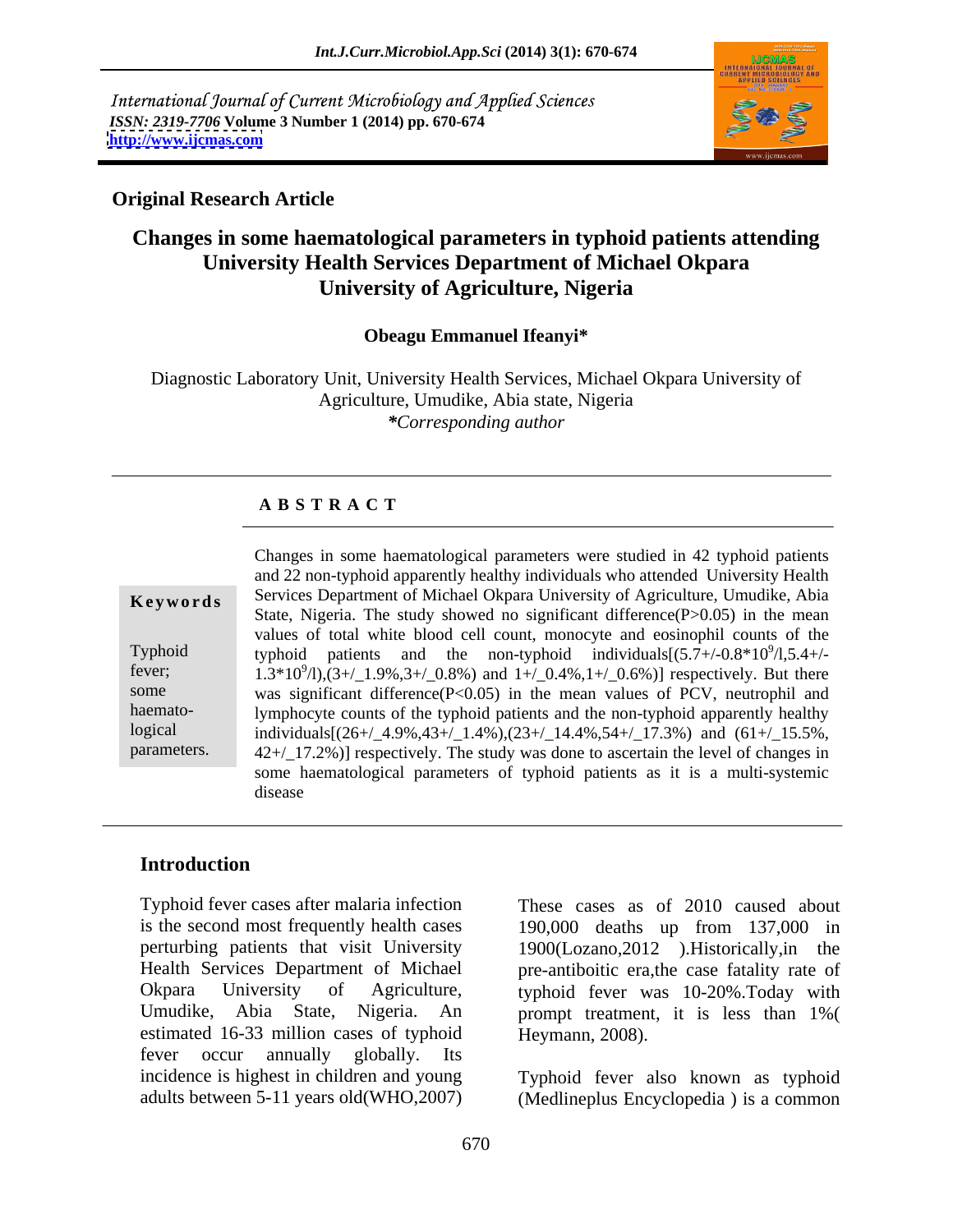International Journal of Current Microbiology and Applied Sciences
*ISSN: 2319-7706* **Volume 3 Number 1 (2014) pp. 670-674**
**http://www.ijcmas.com**

**Original Research Article**

# Changes in some haematological parameters in typhoid patients attending University Health Services Department of Michael Okpara University of Agriculture, Nigeria

**Obeagu Emmanuel Ifeanyi***

Diagnostic Laboratory Unit, University Health Services, Michael Okpara University of Agriculture, Umudike, Abia state, Nigeria
***Corresponding author**

## A B S T R A C T

**Keywords**

Typhoid fever; some haemato-logical parameters.

Changes in some haematological parameters were studied in 42 typhoid patients and 22 non-typhoid apparently healthy individuals who attended University Health Services Department of Michael Okpara University of Agriculture, Umudike, Abia State, Nigeria. The study showed no significant difference($P>0.05$) in the mean values of total white blood cell count, monocyte and eosinophil counts of the typhoid patients and the non-typhoid individuals[($5.7+/-0.8*10^9$/l,$5.4+/-1.3*10^9$/l),(3+/_1.9%,3+/_0.8%) and 1+/_0.4%,1+/_0.6%)] respectively. But there was significant difference($P<0.05$) in the mean values of PCV, neutrophil and lymphocyte counts of the typhoid patients and the non-typhoid apparently healthy individuals[(26+/_4.9%,43+/_1.4%),(23+/_14.4%,54+/_17.3%) and (61+/_15.5%, 42+/_17.2%)] respectively. The study was done to ascertain the level of changes in some haematological parameters of typhoid patients as it is a multi-systemic disease

## Introduction

Typhoid fever cases after malaria infection is the second most frequently health cases perturbing patients that visit University Health Services Department of Michael Okpara University of Agriculture, Umudike, Abia State, Nigeria. An estimated 16-33 million cases of typhoid fever occur annually globally. Its incidence is highest in children and young adults between 5-11 years old(WHO,2007) These cases as of 2010 caused about 190,000 deaths up from 137,000 in 1900(Lozano,2012 ).Historically,in the pre-antiboitic era,the case fatality rate of typhoid fever was 10-20%.Today with prompt treatment, it is less than 1%( Heymann, 2008).

Typhoid fever also known as typhoid (Medlineplus Encyclopedia ) is a common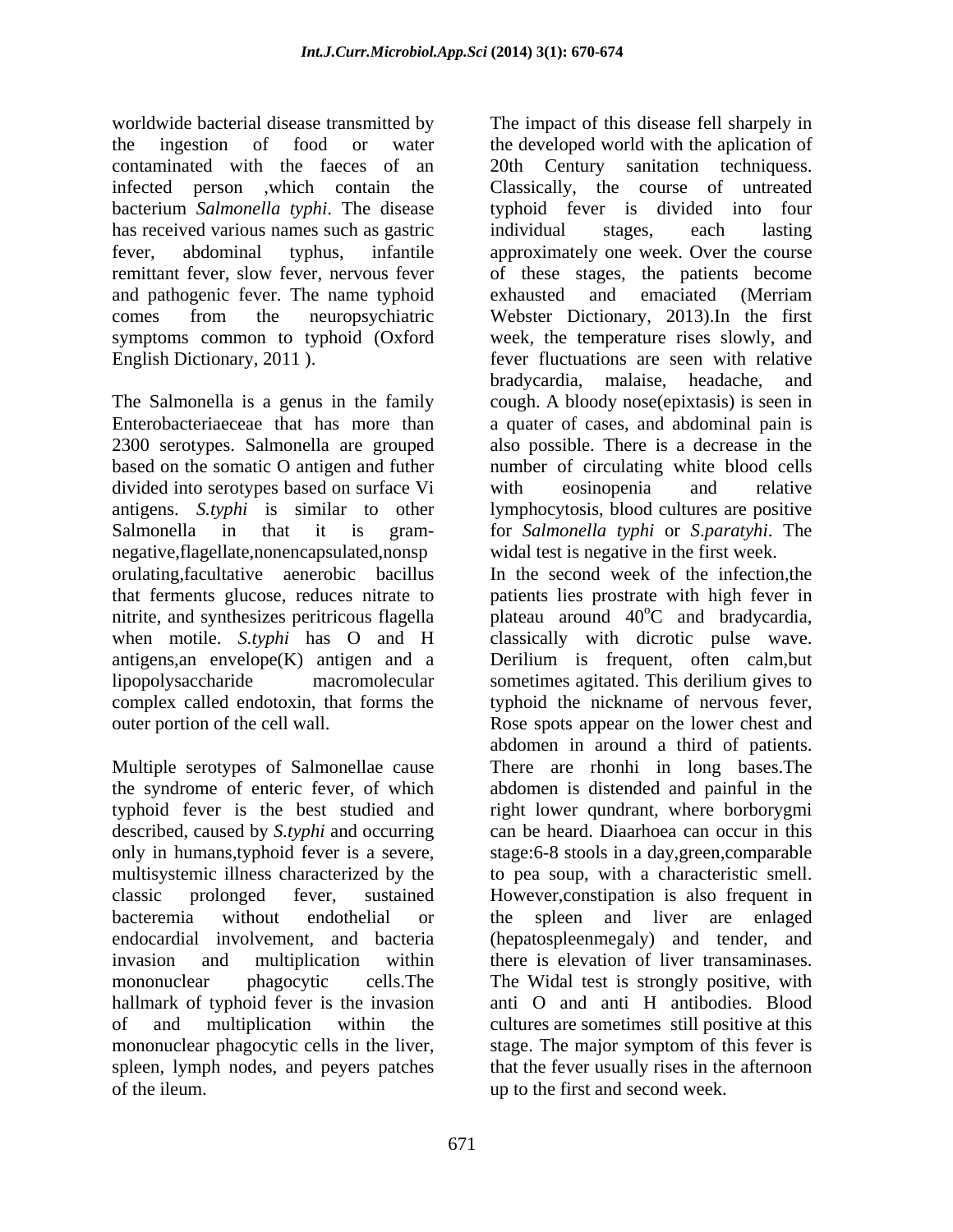worldwide bacterial disease transmitted by the ingestion of food or water contaminated with the faeces of an infected person ,which contain the bacterium *Salmonella typhi*. The disease has received various names such as gastric fever, abdominal typhus, infantile remittant fever, slow fever, nervous fever and pathogenic fever. The name typhoid comes from the neuropsychiatric symptoms common to typhoid (Oxford English Dictionary, 2011 ).

The Salmonella is a genus in the family Enterobacteriaeceae that has more than 2300 serotypes. Salmonella are grouped based on the somatic O antigen and futher divided into serotypes based on surface Vi antigens. *S.typhi* is similar to other Salmonella in that it is gram-negative,flagellate,nonencapsulated,nonsporulating,facultative aenerobic bacillus that ferments glucose, reduces nitrate to nitrite, and synthesizes peritricous flagella when motile. *S.typhi* has O and H antigens,an envelope(K) antigen and a lipopolysaccharide macromolecular complex called endotoxin, that forms the outer portion of the cell wall.

Multiple serotypes of Salmonellae cause the syndrome of enteric fever, of which typhoid fever is the best studied and described, caused by *S.typhi* and occurring only in humans,typhoid fever is a severe, multisystemic illness characterized by the classic prolonged fever, sustained bacteremia without endothelial or endocardial involvement, and bacteria invasion and multiplication within mononuclear phagocytic cells.The hallmark of typhoid fever is the invasion of and multiplication within the mononuclear phagocytic cells in the liver, spleen, lymph nodes, and peyers patches of the ileum.

The impact of this disease fell sharply in the developed world with the aplication of 20th Century sanitation techniquess. Classically, the course of untreated typhoid fever is divided into four individual stages, each lasting approximately one week. Over the course of these stages, the patients become exhausted and emaciated (Merriam Webster Dictionary, 2013).In the first week, the temperature rises slowly, and fever fluctuations are seen with relative bradycardia, malaise, headache, and cough. A bloody nose(epixtasis) is seen in a quater of cases, and abdominal pain is also possible. There is a decrease in the number of circulating white blood cells with eosinopenia and relative lymphocytosis, blood cultures are positive for *Salmonella typhi* or *S.paratyhi*. The widal test is negative in the first week.

In the second week of the infection,the patients lies prostrate with high fever in plateau around 40$^{o}$C and bradycardia, classically with dicrotic pulse wave. Derilium is frequent, often calm,but sometimes agitated. This derilium gives to typhoid the nickname of nervous fever, Rose spots appear on the lower chest and abdomen in around a third of patients. There are rhonhi in long bases.The abdomen is distended and painful in the right lower qundrant, where borborygmi can be heard. Diaarhoea can occur in this stage:6-8 stools in a day,green,comparable to pea soup, with a characteristic smell. However,constipation is also frequent in the spleen and liver are enlaged (hepatospleenmegaly) and tender, and there is elevation of liver transaminases. The Widal test is strongly positive, with anti O and anti H antibodies. Blood cultures are sometimes still positive at this stage. The major symptom of this fever is that the fever usually rises in the afternoon up to the first and second week.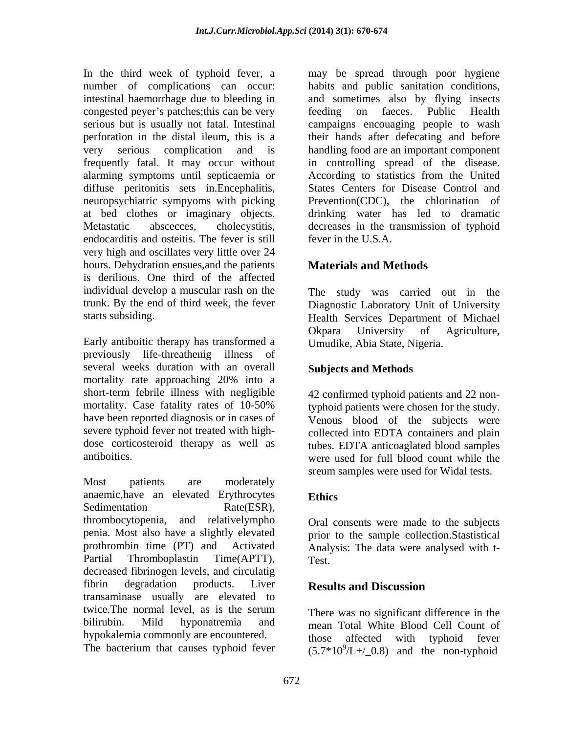In the third week of typhoid fever, a number of complications can occur: intestinal haemorrhage due to bleeding in congested peyer's patches;this can be very serious but is usually not fatal. Intestinal perforation in the distal ileum, this is a very serious complication and is frequently fatal. It may occur without alarming symptoms until septicaemia or diffuse peritonitis sets in.Encephalitis, neuropsychiatric sympyoms with picking at bed clothes or imaginary objects. Metastatic abscecces, cholecystitis, endocarditis and osteitis. The fever is still very high and oscillates very little over 24 hours. Dehydration ensues,and the patients is derilious. One third of the affected individual develop a muscular rash on the trunk. By the end of third week, the fever starts subsiding.

Early antiboitic therapy has transformed a previously life-threathenig illness of several weeks duration with an overall mortality rate approaching 20% into a short-term febrile illness with negligible mortality. Case fatality rates of 10-50% have been reported diagnosis or in cases of severe typhoid fever not treated with high-dose corticosteroid therapy as well as antiboitics.

Most patients are moderately anaemic,have an elevated Erythrocytes Sedimentation Rate(ESR), thrombocytopenia, and relativelympho penia. Most also have a slightly elevated prothrombin time (PT) and Activated Partial Thromboplastin Time(APTT), decreased fibrinogen levels, and circulatig fibrin degradation products. Liver transaminase usually are elevated to twice.The normal level, as is the serum bilirubin. Mild hyponatremia and hypokalemia commonly are encountered. The bacterium that causes typhoid fever may be spread through poor hygiene habits and public sanitation conditions, and sometimes also by flying insects feeding on faeces. Public Health campaigns encouaging people to wash their hands after defecating and before handling food are an important component in controlling spread of the disease. According to statistics from the United States Centers for Disease Control and Prevention(CDC), the chlorination of drinking water has led to dramatic decreases in the transmission of typhoid fever in the U.S.A.

## Materials and Methods

The study was carried out in the Diagnostic Laboratory Unit of University Health Services Department of Michael Okpara University of Agriculture, Umudike, Abia State, Nigeria.

### Subjects and Methods

42 confirmed typhoid patients and 22 non-typhoid patients were chosen for the study. Venous blood of the subjects were collected into EDTA containers and plain tubes. EDTA anticoaglated blood samples were used for full blood count while the sreum samples were used for Widal tests.

### Ethics

Oral consents were made to the subjects prior to the sample collection.Stastistical Analysis: The data were analysed with t-Test.

## Results and Discussion

There was no significant difference in the mean Total White Blood Cell Count of those affected with typhoid fever ($5.7*10^9$/L+/_0.8) and the non-typhoid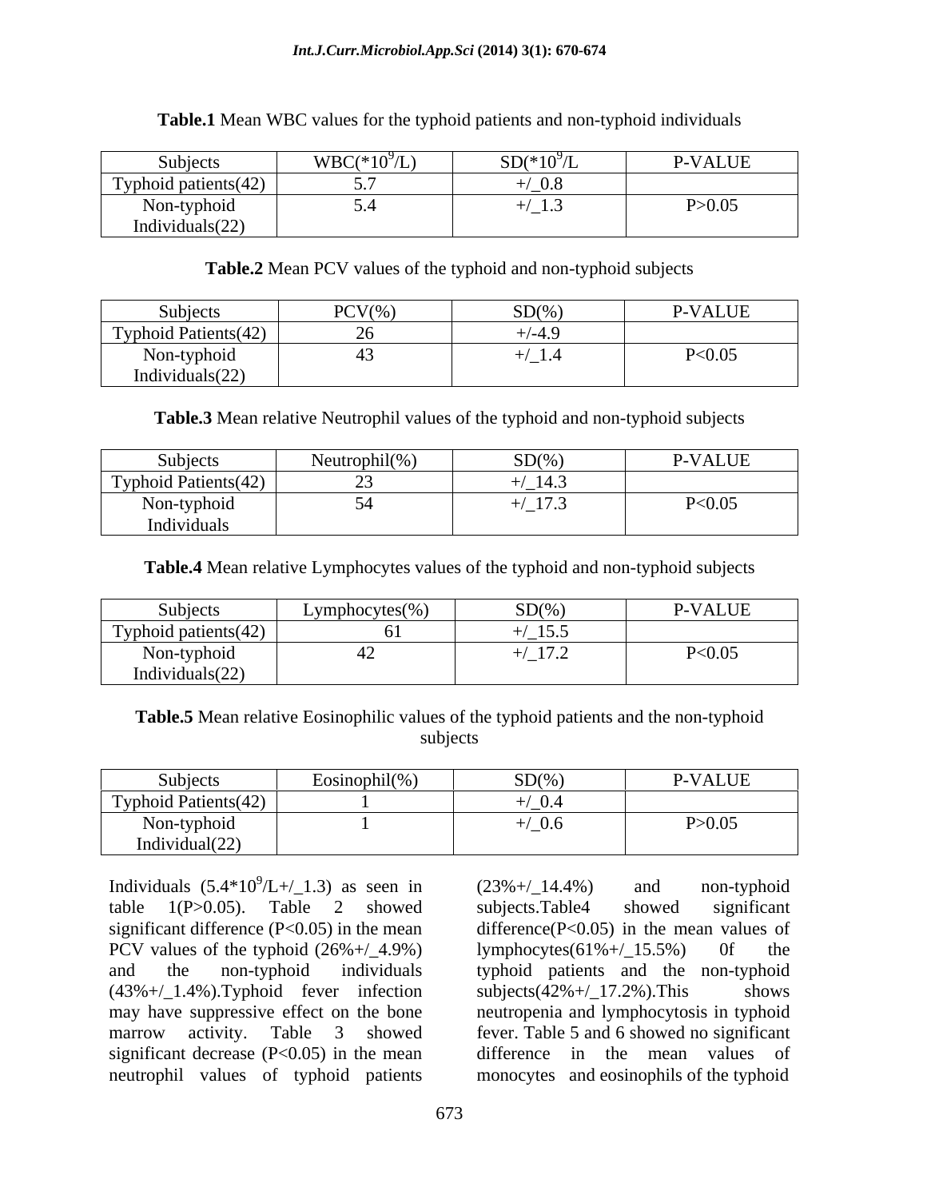**Table.1** Mean WBC values for the typhoid patients and non-typhoid individuals

| Subjects | WBC($*10^9$/L) | SD($*10^9$/L | P-VALUE |
|---|---|---|---|
| Typhoid patients(42) | 5.7 | +/_0.8 | |
| Non-typhoid Individuals(22) | 5.4 | +/_1.3 | P>0.05 |

**Table.2** Mean PCV values of the typhoid and non-typhoid subjects

| Subjects | PCV(%) | SD(%) | P-VALUE |
|---|---|---|---|
| Typhoid Patients(42) | 26 | +/-4.9 | |
| Non-typhoid Individuals(22) | 43 | +/_1.4 | P<0.05 |

**Table.3** Mean relative Neutrophil values of the typhoid and non-typhoid subjects

| Subjects | Neutrophil(%) | SD(%) | P-VALUE |
|---|---|---|---|
| Typhoid Patients(42) | 23 | +/_14.3 | |
| Non-typhoid Individuals | 54 | +/_17.3 | P<0.05 |

**Table.4** Mean relative Lymphocytes values of the typhoid and non-typhoid subjects

| Subjects | Lymphocytes(%) | SD(%) | P-VALUE |
|---|---|---|---|
| Typhoid patients(42) | 61 | +/_15.5 | |
| Non-typhoid Individuals(22) | 42 | +/_17.2 | P<0.05 |

**Table.5** Mean relative Eosinophilic values of the typhoid patients and the non-typhoid subjects

| Subjects | Eosinophil(%) | SD(%) | P-VALUE |
|---|---|---|---|
| Typhoid Patients(42) | 1 | +/_0.4 | |
| Non-typhoid Individual(22) | 1 | +/_0.6 | P>0.05 |

Individuals ($5.4*10^9$/L+/_1.3) as seen in table 1(P>0.05). Table 2 showed significant difference (P<0.05) in the mean PCV values of the typhoid (26%+/_4.9%) and the non-typhoid individuals (43%+/_1.4%).Typhoid fever infection may have suppressive effect on the bone marrow activity. Table 3 showed significant decrease (P<0.05) in the mean neutrophil values of typhoid patients (23%+/_14.4%) and non-typhoid subjects.Table4 showed significant difference(P<0.05) in the mean values of lymphocytes(61%+/_15.5%) 0f the typhoid patients and the non-typhoid subjects(42%+/_17.2%).This shows neutropenia and lymphocytosis in typhoid fever. Table 5 and 6 showed no significant difference in the mean values of monocytes and eosinophils of the typhoid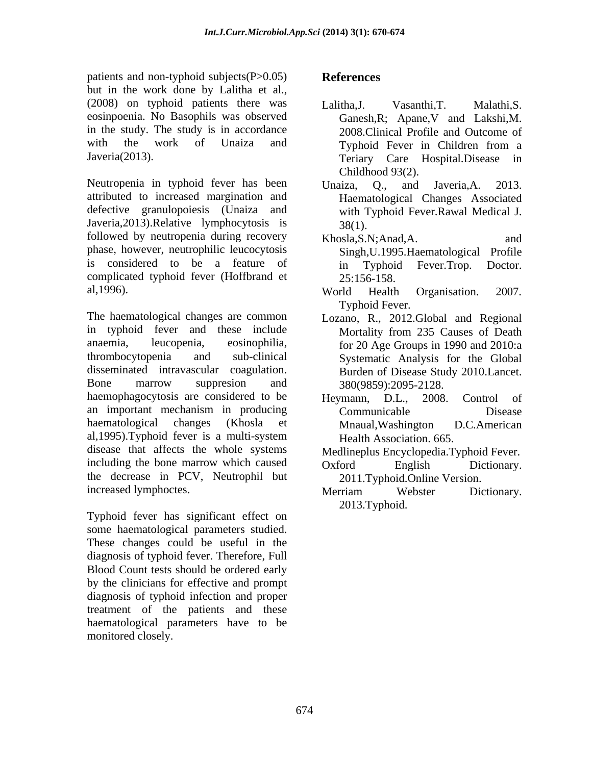patients and non-typhoid subjects(P>0.05) but in the work done by Lalitha et al., (2008) on typhoid patients there was eosinpoenia. No Basophils was observed in the study. The study is in accordance with the work of Unaiza and Javeria(2013).

Neutropenia in typhoid fever has been attributed to increased margination and defective granulopoiesis (Unaiza and Javeria,2013).Relative lymphocytosis is followed by neutropenia during recovery phase, however, neutrophilic leucocytosis is considered to be a feature of complicated typhoid fever (Hoffbrand et al,1996).

The haematological changes are common in typhoid fever and these include anaemia, leucopenia, eosinophilia, thrombocytopenia and sub-clinical disseminated intravascular coagulation. Bone marrow suppresion and haemophagocytosis are considered to be an important mechanism in producing haematological changes (Khosla et al,1995).Typhoid fever is a multi-system disease that affects the whole systems including the bone marrow which caused the decrease in PCV, Neutrophil but increased lymphoctes.

Typhoid fever has significant effect on some haematological parameters studied. These changes could be useful in the diagnosis of typhoid fever. Therefore, Full Blood Count tests should be ordered early by the clinicians for effective and prompt diagnosis of typhoid infection and proper treatment of the patients and these haematological parameters have to be monitored closely.

## References

Lalitha,J. Vasanthi,T. Malathi,S. Ganesh,R; Apane,V and Lakshi,M. 2008.Clinical Profile and Outcome of Typhoid Fever in Children from a Teriary Care Hospital.Disease in Childhood 93(2).

Unaiza, Q., and Javeria,A. 2013. Haematological Changes Associated with Typhoid Fever.Rawal Medical J. 38(1).

Khosla,S.N;Anad,A. and Singh,U.1995.Haematological Profile in Typhoid Fever.Trop. Doctor. 25:156-158.

World Health Organisation. 2007. Typhoid Fever.

Lozano, R., 2012.Global and Regional Mortality from 235 Causes of Death for 20 Age Groups in 1990 and 2010:a Systematic Analysis for the Global Burden of Disease Study 2010.Lancet. 380(9859):2095-2128.

Heymann, D.L., 2008. Control of Communicable Disease Mnaual,Washington D.C.American Health Association. 665.

Medlineplus Encyclopedia.Typhoid Fever.

Oxford English Dictionary. 2011.Typhoid.Online Version.

Merriam Webster Dictionary. 2013.Typhoid.